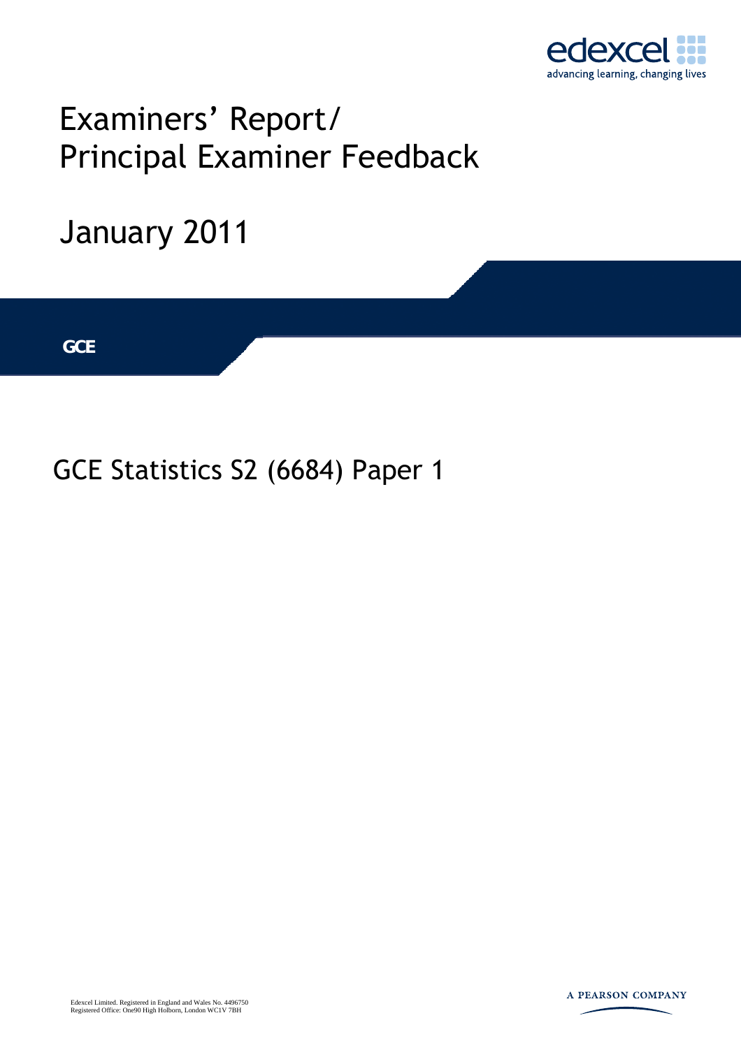edexcel

advancing learning, changing lives

# Examiners' Report/ Principal Examiner Feedback

## January 2011

**GCE**

## GCE Statistics S2 (6684) Paper 1

Edexcel Limited. Registered in England and Wales No. 4496750
Registered Office: One90 High Holborn, London WC1V 7BH

A PEARSON COMPANY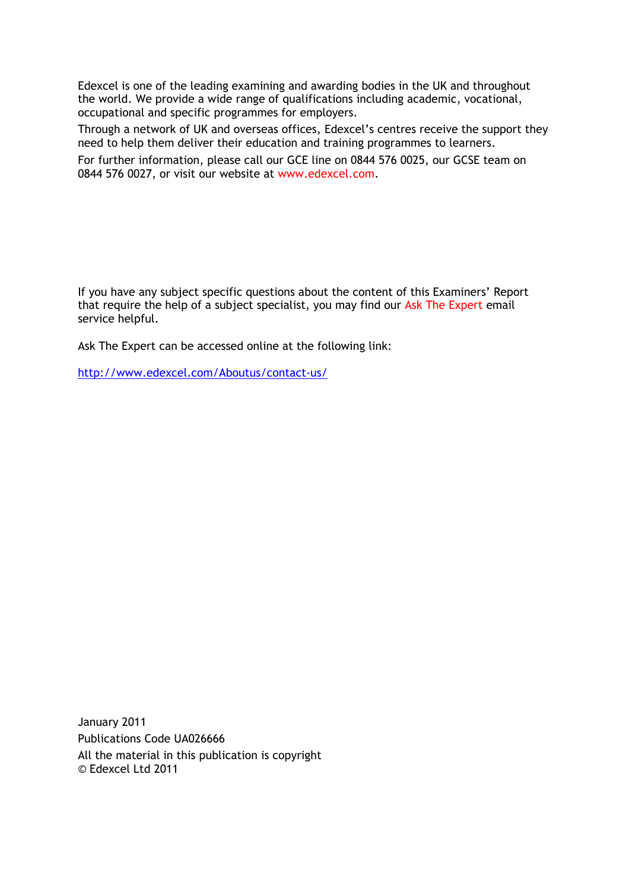Edexcel is one of the leading examining and awarding bodies in the UK and throughout the world. We provide a wide range of qualifications including academic, vocational, occupational and specific programmes for employers.

Through a network of UK and overseas offices, Edexcel's centres receive the support they need to help them deliver their education and training programmes to learners.

For further information, please call our GCE line on 0844 576 0025, our GCSE team on 0844 576 0027, or visit our website at www.edexcel.com.

If you have any subject specific questions about the content of this Examiners' Report that require the help of a subject specialist, you may find our Ask The Expert email service helpful.

Ask The Expert can be accessed online at the following link:

http://www.edexcel.com/Aboutus/contact-us/

January 2011

Publications Code UA026666

All the material in this publication is copyright
© Edexcel Ltd 2011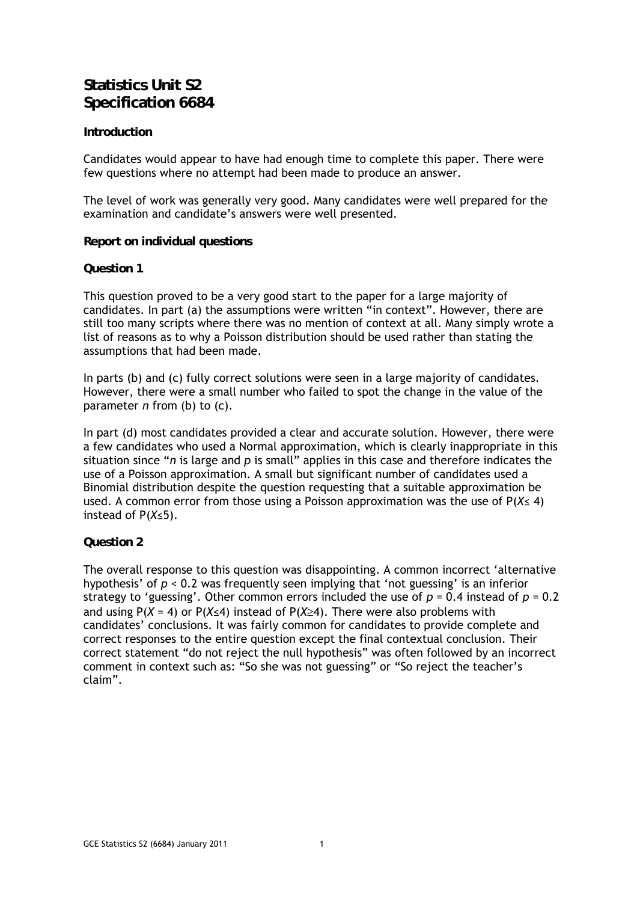# Statistics Unit S2
# Specification 6684

### Introduction

Candidates would appear to have had enough time to complete this paper. There were few questions where no attempt had been made to produce an answer.

The level of work was generally very good. Many candidates were well prepared for the examination and candidate's answers were well presented.

### Report on individual questions

### Question 1

This question proved to be a very good start to the paper for a large majority of candidates. In part (a) the assumptions were written "in context". However, there are still too many scripts where there was no mention of context at all. Many simply wrote a list of reasons as to why a Poisson distribution should be used rather than stating the assumptions that had been made.

In parts (b) and (c) fully correct solutions were seen in a large majority of candidates. However, there were a small number who failed to spot the change in the value of the parameter $n$ from (b) to (c).

In part (d) most candidates provided a clear and accurate solution. However, there were a few candidates who used a Normal approximation, which is clearly inappropriate in this situation since "$n$ is large and $p$ is small" applies in this case and therefore indicates the use of a Poisson approximation. A small but significant number of candidates used a Binomial distribution despite the question requesting that a suitable approximation be used. A common error from those using a Poisson approximation was the use of $P(X \leq 4)$ instead of $P(X \leq 5)$.

### Question 2

The overall response to this question was disappointing. A common incorrect 'alternative hypothesis' of $p < 0.2$ was frequently seen implying that 'not guessing' is an inferior strategy to 'guessing'. Other common errors included the use of $p = 0.4$ instead of $p = 0.2$ and using $P(X = 4)$ or $P(X \leq 4)$ instead of $P(X \geq 4)$. There were also problems with candidates' conclusions. It was fairly common for candidates to provide complete and correct responses to the entire question except the final contextual conclusion. Their correct statement "do not reject the null hypothesis" was often followed by an incorrect comment in context such as: "So she was not guessing" or "So reject the teacher's claim".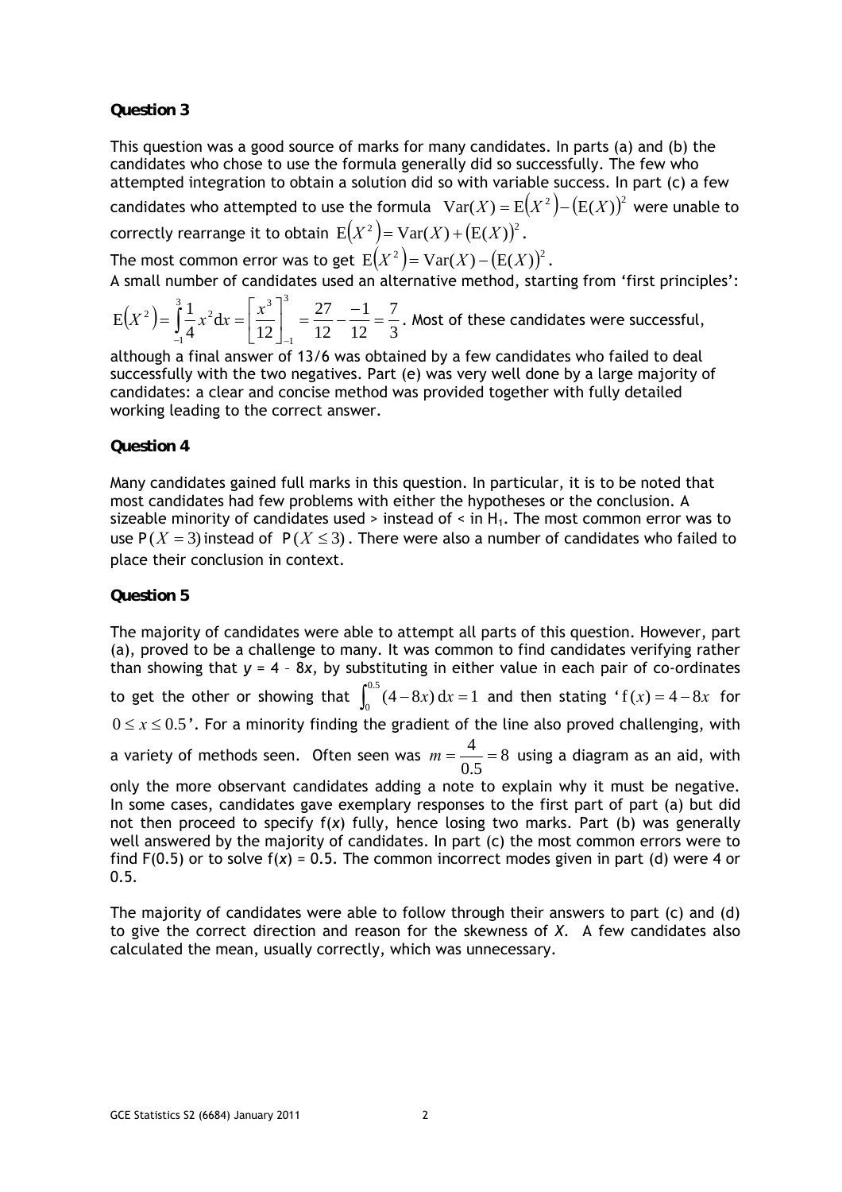### Question 3

This question was a good source of marks for many candidates. In parts (a) and (b) the candidates who chose to use the formula generally did so successfully. The few who attempted integration to obtain a solution did so with variable success. In part (c) a few candidates who attempted to use the formula $\text{Var}(X) = \text{E}(X^2) - (\text{E}(X))^2$ were unable to correctly rearrange it to obtain $\text{E}(X^2) = \text{Var}(X) + (\text{E}(X))^2$.

The most common error was to get $\text{E}(X^2) = \text{Var}(X) - (\text{E}(X))^2$.

A small number of candidates used an alternative method, starting from 'first principles':

$\text{E}(X^2) = \int_{-1}^{3} \frac{1}{4} x^2 \text{d}x = \left[\frac{x^3}{12}\right]_{-1}^{3} = \frac{27}{12} - \frac{-1}{12} = \frac{7}{3}$. Most of these candidates were successful, although a final answer of 13/6 was obtained by a few candidates who failed to deal successfully with the two negatives. Part (e) was very well done by a large majority of candidates: a clear and concise method was provided together with fully detailed working leading to the correct answer.

### Question 4

Many candidates gained full marks in this question. In particular, it is to be noted that most candidates had few problems with either the hypotheses or the conclusion. A sizeable minority of candidates used > instead of < in $H_1$. The most common error was to use $\text{P}(X = 3)$ instead of $\text{P}(X \le 3)$. There were also a number of candidates who failed to place their conclusion in context.

### Question 5

The majority of candidates were able to attempt all parts of this question. However, part (a), proved to be a challenge to many. It was common to find candidates verifying rather than showing that $y = 4 - 8x$, by substituting in either value in each pair of co-ordinates to get the other or showing that $\int_0^{0.5} (4 - 8x)\,\text{d}x = 1$ and then stating '$\text{f}(x) = 4 - 8x$ for $0 \le x \le 0.5$'. For a minority finding the gradient of the line also proved challenging, with a variety of methods seen. Often seen was $m = \frac{4}{0.5} = 8$ using a diagram as an aid, with only the more observant candidates adding a note to explain why it must be negative. In some cases, candidates gave exemplary responses to the first part of part (a) but did not then proceed to specify f($x$) fully, hence losing two marks. Part (b) was generally well answered by the majority of candidates. In part (c) the most common errors were to find F(0.5) or to solve f($x$) = 0.5. The common incorrect modes given in part (d) were 4 or 0.5.

The majority of candidates were able to follow through their answers to part (c) and (d) to give the correct direction and reason for the skewness of $X$. A few candidates also calculated the mean, usually correctly, which was unnecessary.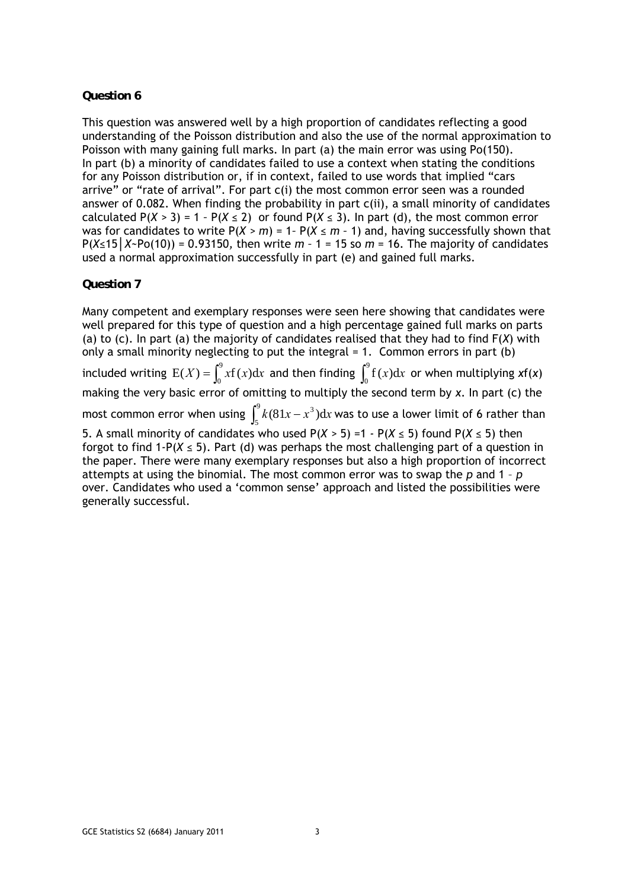**Question 6**

This question was answered well by a high proportion of candidates reflecting a good understanding of the Poisson distribution and also the use of the normal approximation to Poisson with many gaining full marks. In part (a) the main error was using Po(150). In part (b) a minority of candidates failed to use a context when stating the conditions for any Poisson distribution or, if in context, failed to use words that implied "cars arrive" or "rate of arrival". For part c(i) the most common error seen was a rounded answer of 0.082. When finding the probability in part c(ii), a small minority of candidates calculated $P(X > 3) = 1 - P(X \leq 2)$ or found $P(X \leq 3)$. In part (d), the most common error was for candidates to write $P(X > m) = 1 - P(X \leq m - 1)$ and, having successfully shown that $P(X \leq 15 \mid X \sim Po(10)) = 0.93150$, then write $m - 1 = 15$ so $m = 16$. The majority of candidates used a normal approximation successfully in part (e) and gained full marks.

**Question 7**

Many competent and exemplary responses were seen here showing that candidates were well prepared for this type of question and a high percentage gained full marks on parts (a) to (c). In part (a) the majority of candidates realised that they had to find $F(X)$ with only a small minority neglecting to put the integral = 1. Common errors in part (b) included writing $E(X) = \int_0^9 x f(x) dx$ and then finding $\int_0^9 f(x) dx$ or when multiplying $xf(x)$ making the very basic error of omitting to multiply the second term by $x$. In part (c) the most common error when using $\int_5^9 k(81x - x^3) dx$ was to use a lower limit of 6 rather than 5. A small minority of candidates who used $P(X > 5) = 1 - P(X \leq 5)$ found $P(X \leq 5)$ then forgot to find $1 - P(X \leq 5)$. Part (d) was perhaps the most challenging part of a question in the paper. There were many exemplary responses but also a high proportion of incorrect attempts at using the binomial. The most common error was to swap the $p$ and $1 - p$ over. Candidates who used a 'common sense' approach and listed the possibilities were generally successful.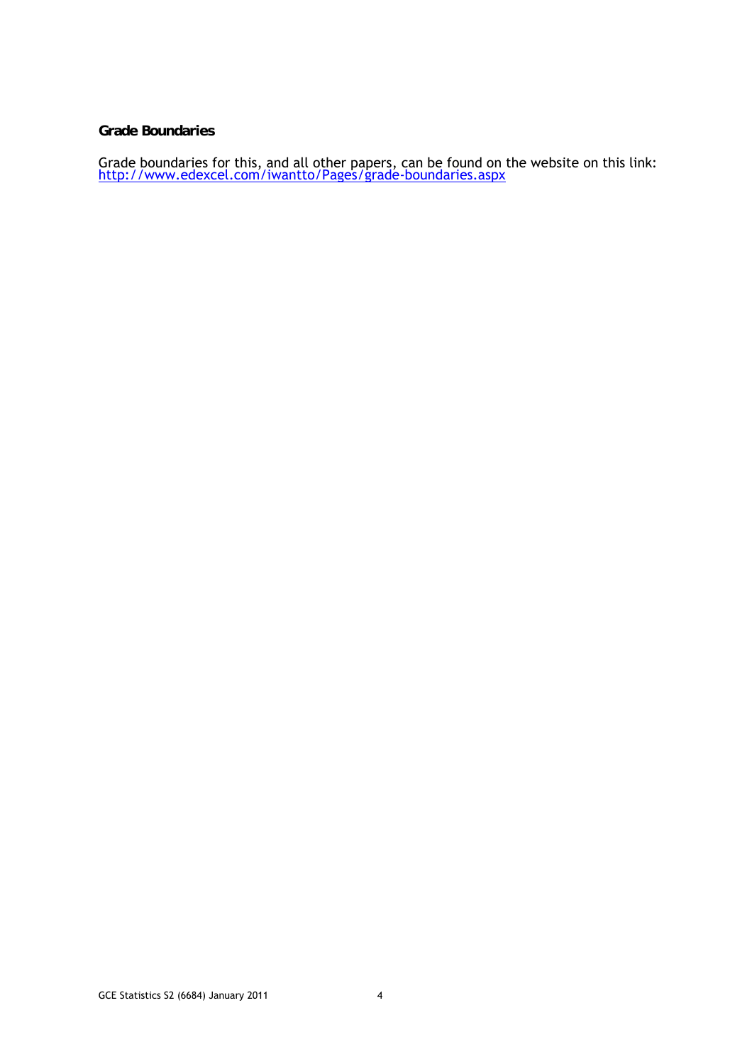**Grade Boundaries**

Grade boundaries for this, and all other papers, can be found on the website on this link:
http://www.edexcel.com/iwantto/Pages/grade-boundaries.aspx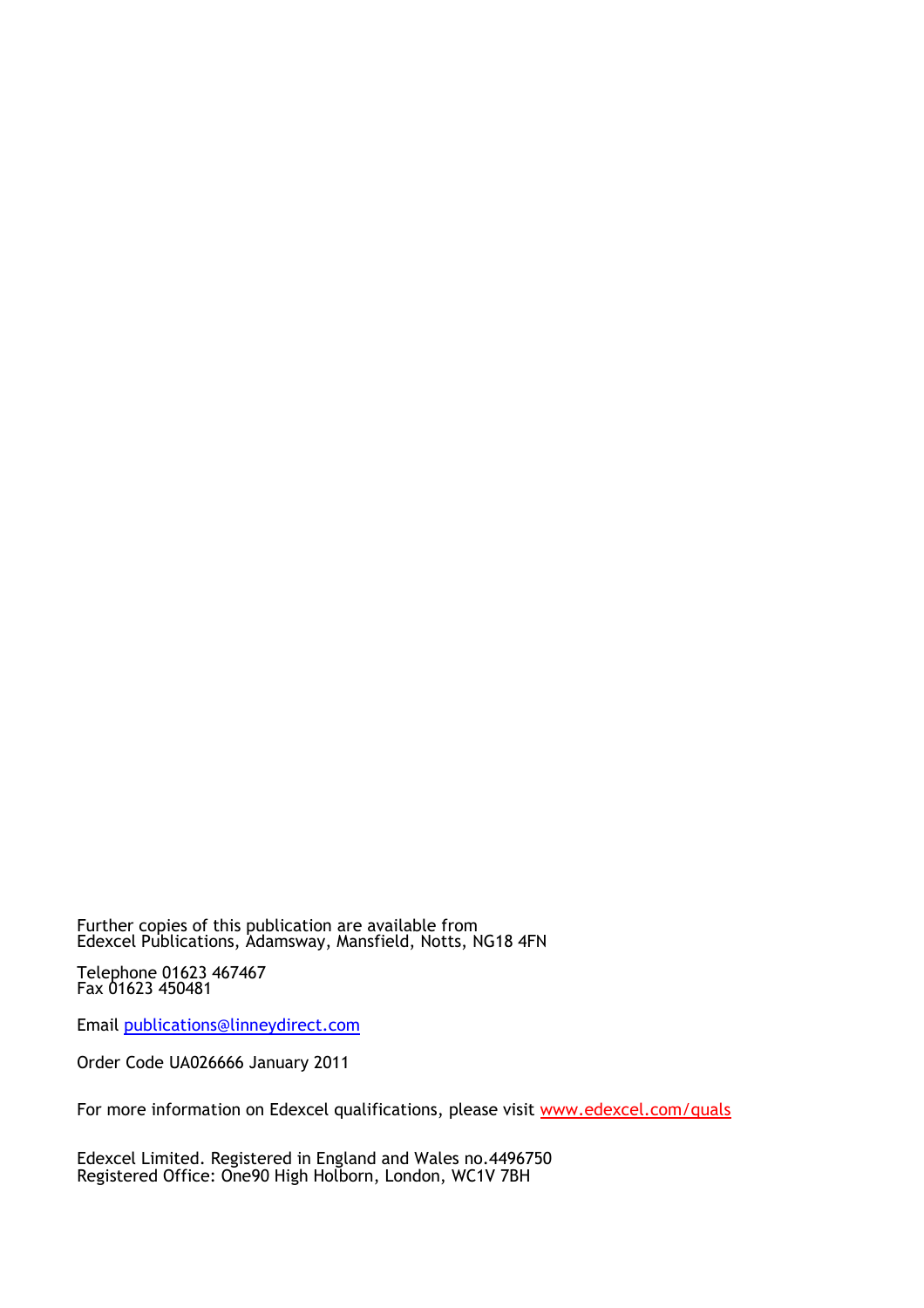Further copies of this publication are available from
Edexcel Publications, Adamsway, Mansfield, Notts, NG18 4FN

Telephone 01623 467467
Fax 01623 450481

Email publications@linneydirect.com

Order Code UA026666 January 2011

For more information on Edexcel qualifications, please visit www.edexcel.com/quals

Edexcel Limited. Registered in England and Wales no.4496750
Registered Office: One90 High Holborn, London, WC1V 7BH